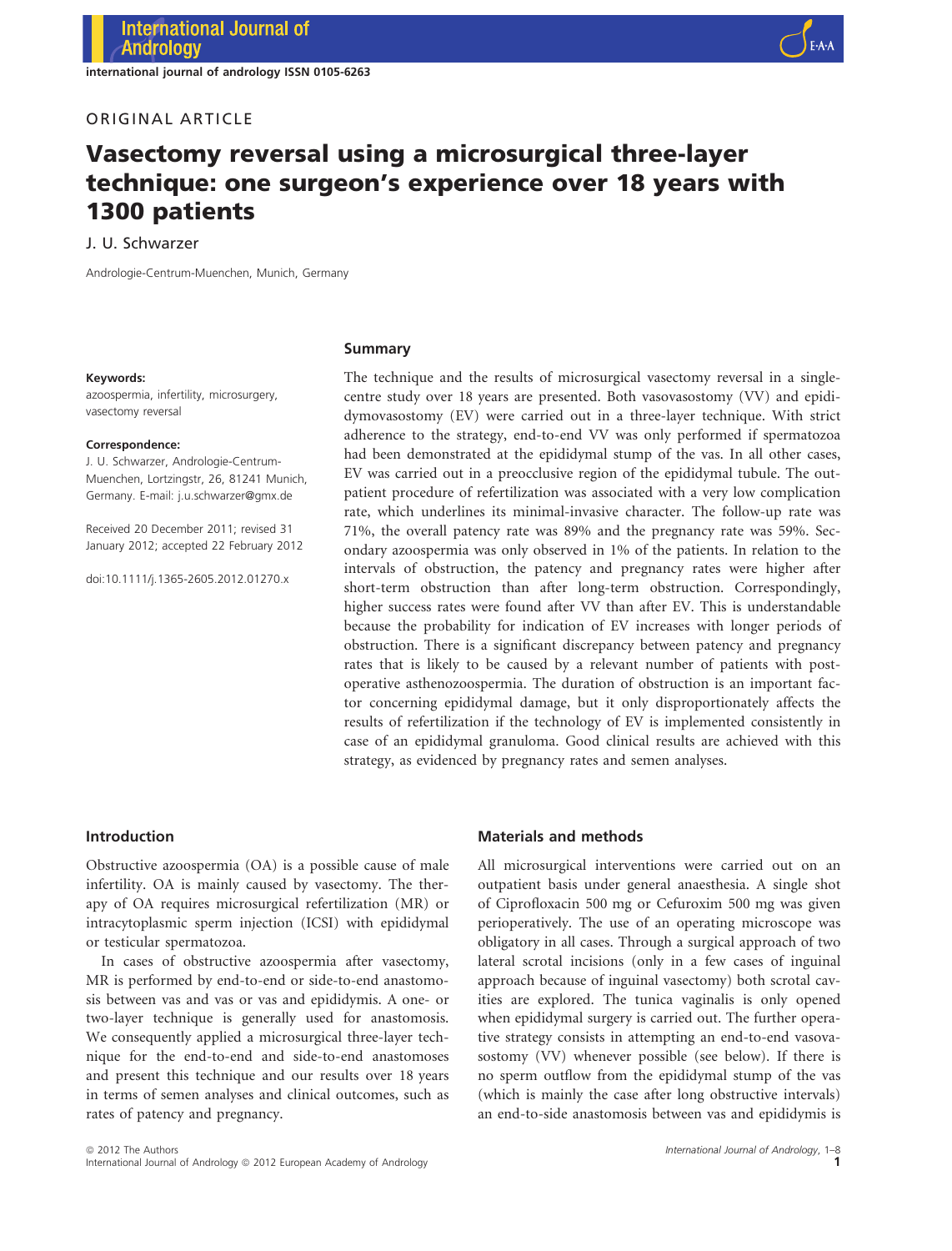ORIGINAL ARTICLE

# Vasectomy reversal using a microsurgical three-layer technique: one surgeon's experience over 18 years with 1300 patients

J. U. Schwarzer

Andrologie-Centrum-Muenchen, Munich, Germany

**Keywords:**
azoospermia, infertility, microsurgery, vasectomy reversal

**Correspondence:**
J. U. Schwarzer, Andrologie-Centrum-Muenchen, Lortzingstr, 26, 81241 Munich, Germany. E-mail: j.u.schwarzer@gmx.de

Received 20 December 2011; revised 31 January 2012; accepted 22 February 2012

doi:10.1111/j.1365-2605.2012.01270.x

## Summary

The technique and the results of microsurgical vasectomy reversal in a single-centre study over 18 years are presented. Both vasovasostomy (VV) and epididymovasostomy (EV) were carried out in a three-layer technique. With strict adherence to the strategy, end-to-end VV was only performed if spermatozoa had been demonstrated at the epididymal stump of the vas. In all other cases, EV was carried out in a preocclusive region of the epididymal tubule. The outpatient procedure of refertilization was associated with a very low complication rate, which underlines its minimal-invasive character. The follow-up rate was 71%, the overall patency rate was 89% and the pregnancy rate was 59%. Secondary azoospermia was only observed in 1% of the patients. In relation to the intervals of obstruction, the patency and pregnancy rates were higher after short-term obstruction than after long-term obstruction. Correspondingly, higher success rates were found after VV than after EV. This is understandable because the probability for indication of EV increases with longer periods of obstruction. There is a significant discrepancy between patency and pregnancy rates that is likely to be caused by a relevant number of patients with postoperative asthenozoospermia. The duration of obstruction is an important factor concerning epididymal damage, but it only disproportionately affects the results of refertilization if the technology of EV is implemented consistently in case of an epididymal granuloma. Good clinical results are achieved with this strategy, as evidenced by pregnancy rates and semen analyses.

## Introduction

Obstructive azoospermia (OA) is a possible cause of male infertility. OA is mainly caused by vasectomy. The therapy of OA requires microsurgical refertilization (MR) or intracytoplasmic sperm injection (ICSI) with epididymal or testicular spermatozoa.

In cases of obstructive azoospermia after vasectomy, MR is performed by end-to-end or side-to-end anastomosis between vas and vas or vas and epididymis. A one- or two-layer technique is generally used for anastomosis. We consequently applied a microsurgical three-layer technique for the end-to-end and side-to-end anastomoses and present this technique and our results over 18 years in terms of semen analyses and clinical outcomes, such as rates of patency and pregnancy.

## Materials and methods

All microsurgical interventions were carried out on an outpatient basis under general anaesthesia. A single shot of Ciprofloxacin 500 mg or Cefuroxim 500 mg was given perioperatively. The use of an operating microscope was obligatory in all cases. Through a surgical approach of two lateral scrotal incisions (only in a few cases of inguinal approach because of inguinal vasectomy) both scrotal cavities are explored. The tunica vaginalis is only opened when epididymal surgery is carried out. The further operative strategy consists in attempting an end-to-end vasovasostomy (VV) whenever possible (see below). If there is no sperm outflow from the epididymal stump of the vas (which is mainly the case after long obstructive intervals) an end-to-side anastomosis between vas and epididymis is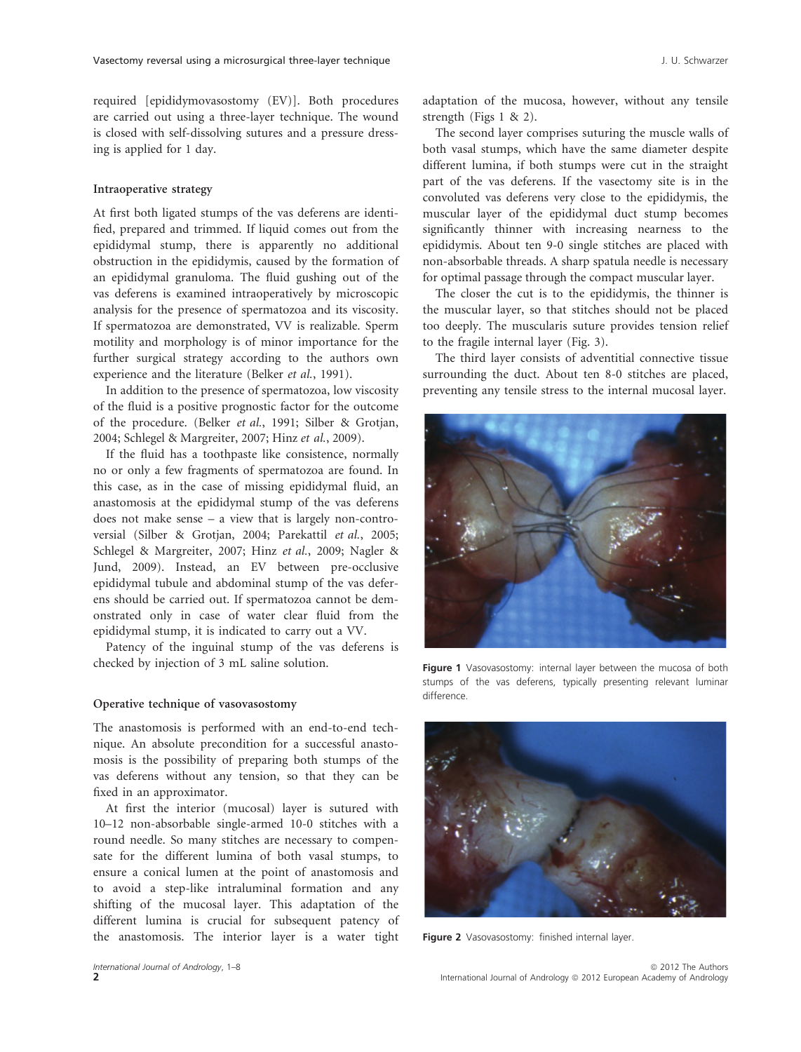required [epididymovasostomy (EV)]. Both procedures are carried out using a three-layer technique. The wound is closed with self-dissolving sutures and a pressure dressing is applied for 1 day.

### Intraoperative strategy

At first both ligated stumps of the vas deferens are identified, prepared and trimmed. If liquid comes out from the epididymal stump, there is apparently no additional obstruction in the epididymis, caused by the formation of an epididymal granuloma. The fluid gushing out of the vas deferens is examined intraoperatively by microscopic analysis for the presence of spermatozoa and its viscosity. If spermatozoa are demonstrated, VV is realizable. Sperm motility and morphology is of minor importance for the further surgical strategy according to the authors own experience and the literature (Belker *et al.*, 1991).

In addition to the presence of spermatozoa, low viscosity of the fluid is a positive prognostic factor for the outcome of the procedure. (Belker *et al.*, 1991; Silber & Grotjan, 2004; Schlegel & Margreiter, 2007; Hinz *et al.*, 2009).

If the fluid has a toothpaste like consistence, normally no or only a few fragments of spermatozoa are found. In this case, as in the case of missing epididymal fluid, an anastomosis at the epididymal stump of the vas deferens does not make sense – a view that is largely non-controversial (Silber & Grotjan, 2004; Parekattil *et al.*, 2005; Schlegel & Margreiter, 2007; Hinz *et al.*, 2009; Nagler & Jund, 2009). Instead, an EV between pre-occlusive epididymal tubule and abdominal stump of the vas deferens should be carried out. If spermatozoa cannot be demonstrated only in case of water clear fluid from the epididymal stump, it is indicated to carry out a VV.

Patency of the inguinal stump of the vas deferens is checked by injection of 3 mL saline solution.

### Operative technique of vasovasostomy

The anastomosis is performed with an end-to-end technique. An absolute precondition for a successful anastomosis is the possibility of preparing both stumps of the vas deferens without any tension, so that they can be fixed in an approximator.

At first the interior (mucosal) layer is sutured with 10–12 non-absorbable single-armed 10-0 stitches with a round needle. So many stitches are necessary to compensate for the different lumina of both vasal stumps, to ensure a conical lumen at the point of anastomosis and to avoid a step-like intraluminal formation and any shifting of the mucosal layer. This adaptation of the different lumina is crucial for subsequent patency of the anastomosis. The interior layer is a water tight adaptation of the mucosa, however, without any tensile strength (Figs 1 & 2).

The second layer comprises suturing the muscle walls of both vasal stumps, which have the same diameter despite different lumina, if both stumps were cut in the straight part of the vas deferens. If the vasectomy site is in the convoluted vas deferens very close to the epididymis, the muscular layer of the epididymal duct stump becomes significantly thinner with increasing nearness to the epididymis. About ten 9-0 single stitches are placed with non-absorbable threads. A sharp spatula needle is necessary for optimal passage through the compact muscular layer.

The closer the cut is to the epididymis, the thinner is the muscular layer, so that stitches should not be placed too deeply. The muscularis suture provides tension relief to the fragile internal layer (Fig. 3).

The third layer consists of adventitial connective tissue surrounding the duct. About ten 8-0 stitches are placed, preventing any tensile stress to the internal mucosal layer.

**Figure 1** Vasovasostomy: internal layer between the mucosa of both stumps of the vas deferens, typically presenting relevant luminar difference.

**Figure 2** Vasovasostomy: finished internal layer.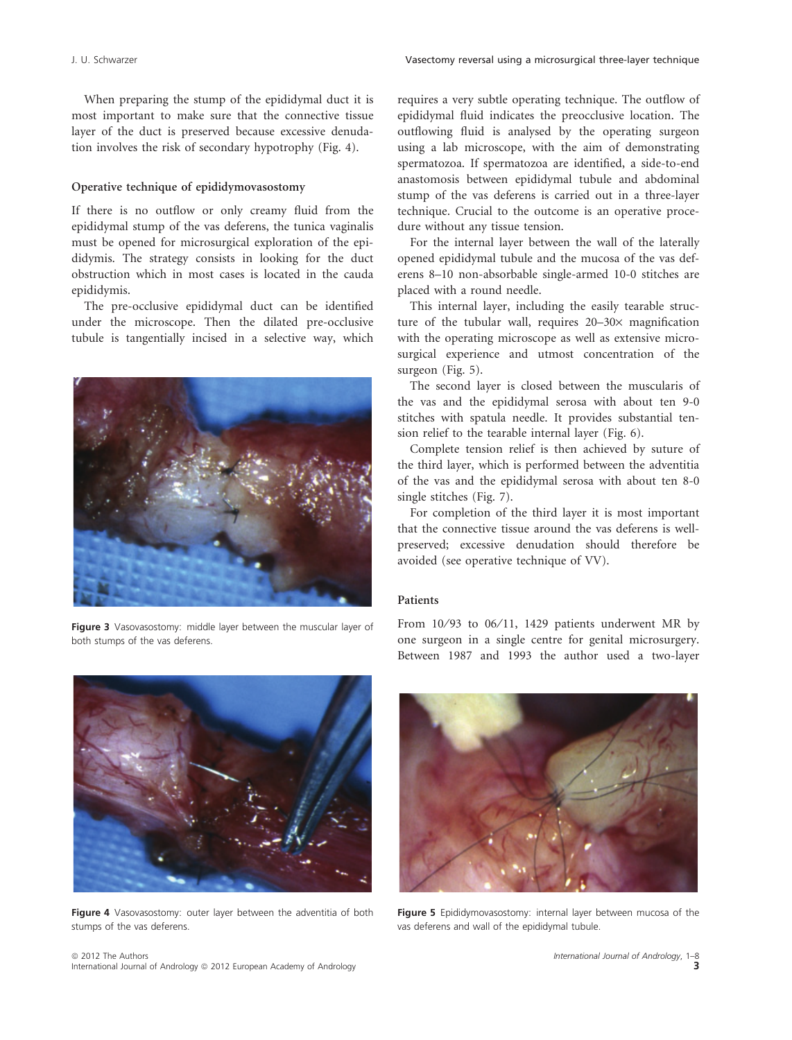When preparing the stump of the epididymal duct it is most important to make sure that the connective tissue layer of the duct is preserved because excessive denudation involves the risk of secondary hypotrophy (Fig. 4).

### Operative technique of epididymovasostomy

If there is no outflow or only creamy fluid from the epididymal stump of the vas deferens, the tunica vaginalis must be opened for microsurgical exploration of the epididymis. The strategy consists in looking for the duct obstruction which in most cases is located in the cauda epididymis.

The pre-occlusive epididymal duct can be identified under the microscope. Then the dilated pre-occlusive tubule is tangentially incised in a selective way, which requires a very subtle operating technique. The outflow of epididymal fluid indicates the preocclusive location. The outflowing fluid is analysed by the operating surgeon using a lab microscope, with the aim of demonstrating spermatozoa. If spermatozoa are identified, a side-to-end anastomosis between epididymal tubule and abdominal stump of the vas deferens is carried out in a three-layer technique. Crucial to the outcome is an operative procedure without any tissue tension.

For the internal layer between the wall of the laterally opened epididymal tubule and the mucosa of the vas deferens 8–10 non-absorbable single-armed 10-0 stitches are placed with a round needle.

This internal layer, including the easily tearable structure of the tubular wall, requires 20–30× magnification with the operating microscope as well as extensive microsurgical experience and utmost concentration of the surgeon (Fig. 5).

The second layer is closed between the muscularis of the vas and the epididymal serosa with about ten 9-0 stitches with spatula needle. It provides substantial tension relief to the tearable internal layer (Fig. 6).

Complete tension relief is then achieved by suture of the third layer, which is performed between the adventitia of the vas and the epididymal serosa with about ten 8-0 single stitches (Fig. 7).

For completion of the third layer it is most important that the connective tissue around the vas deferens is well-preserved; excessive denudation should therefore be avoided (see operative technique of VV).

**Figure 3** Vasovasostomy: middle layer between the muscular layer of both stumps of the vas deferens.

### Patients

From 10/93 to 06/11, 1429 patients underwent MR by one surgeon in a single centre for genital microsurgery. Between 1987 and 1993 the author used a two-layer

**Figure 4** Vasovasostomy: outer layer between the adventitia of both stumps of the vas deferens.

**Figure 5** Epididymovasostomy: internal layer between mucosa of the vas deferens and wall of the epididymal tubule.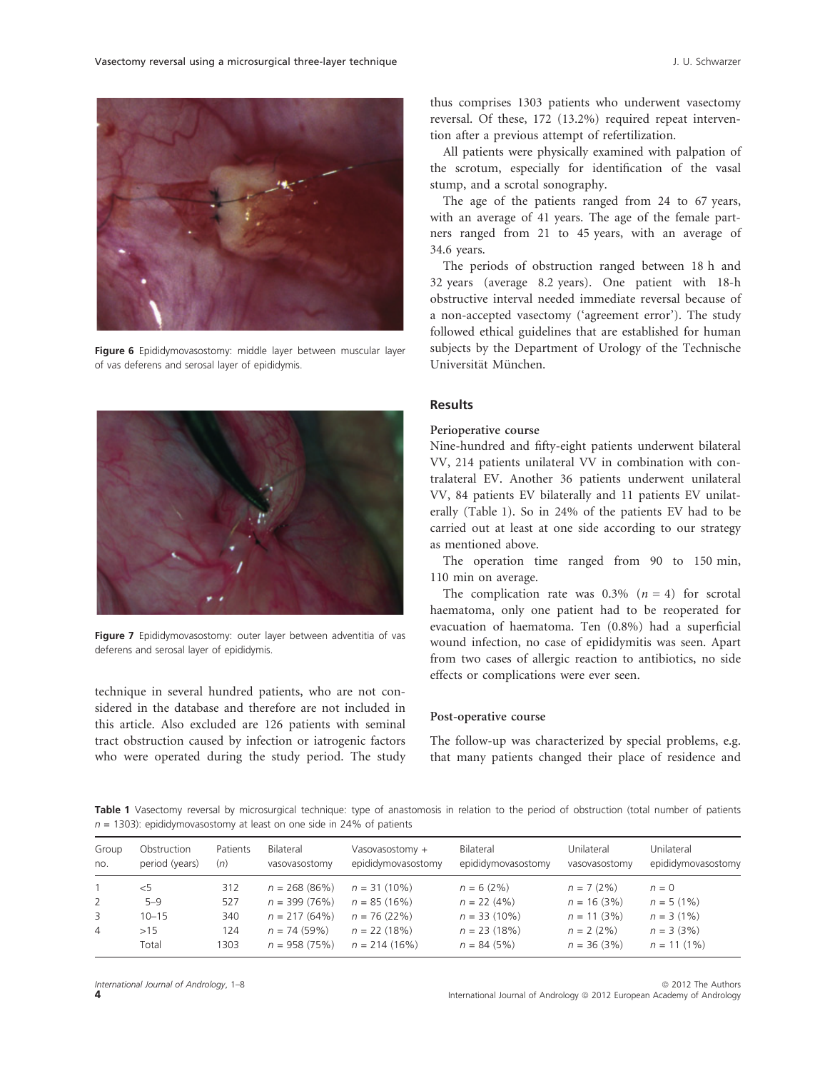Figure 6 Epididymovasostomy: middle layer between muscular layer of vas deferens and serosal layer of epididymis.

Figure 7 Epididymovasostomy: outer layer between adventitia of vas deferens and serosal layer of epididymis.

technique in several hundred patients, who are not considered in the database and therefore are not included in this article. Also excluded are 126 patients with seminal tract obstruction caused by infection or iatrogenic factors who were operated during the study period. The study thus comprises 1303 patients who underwent vasectomy reversal. Of these, 172 (13.2%) required repeat intervention after a previous attempt of refertilization.

All patients were physically examined with palpation of the scrotum, especially for identification of the vasal stump, and a scrotal sonography.

The age of the patients ranged from 24 to 67 years, with an average of 41 years. The age of the female partners ranged from 21 to 45 years, with an average of 34.6 years.

The periods of obstruction ranged between 18 h and 32 years (average 8.2 years). One patient with 18-h obstructive interval needed immediate reversal because of a non-accepted vasectomy ('agreement error'). The study followed ethical guidelines that are established for human subjects by the Department of Urology of the Technische Universität München.

## Results

### Perioperative course

Nine-hundred and fifty-eight patients underwent bilateral VV, 214 patients unilateral VV in combination with contralateral EV. Another 36 patients underwent unilateral VV, 84 patients EV bilaterally and 11 patients EV unilaterally (Table 1). So in 24% of the patients EV had to be carried out at least at one side according to our strategy as mentioned above.

The operation time ranged from 90 to 150 min, 110 min on average.

The complication rate was 0.3% ($n = 4$) for scrotal haematoma, only one patient had to be reoperated for evacuation of haematoma. Ten (0.8%) had a superficial wound infection, no case of epididymitis was seen. Apart from two cases of allergic reaction to antibiotics, no side effects or complications were ever seen.

### Post-operative course

The follow-up was characterized by special problems, e.g. that many patients changed their place of residence and

**Table 1** Vasectomy reversal by microsurgical technique: type of anastomosis in relation to the period of obstruction (total number of patients $n = 1303$): epididymovasostomy at least on one side in 24% of patients

| Group no. | Obstruction period (years) | Patients (n) | Bilateral vasovasostomy | Vasovasostomy + epididymovasostomy | Bilateral epididymovasostomy | Unilateral vasovasostomy | Unilateral epididymovasostomy |
|---|---|---|---|---|---|---|---|
| 1 | <5 | 312 | $n = 268$ (86%) | $n = 31$ (10%) | $n = 6$ (2%) | $n = 7$ (2%) | $n = 0$ |
| 2 | 5–9 | 527 | $n = 399$ (76%) | $n = 85$ (16%) | $n = 22$ (4%) | $n = 16$ (3%) | $n = 5$ (1%) |
| 3 | 10–15 | 340 | $n = 217$ (64%) | $n = 76$ (22%) | $n = 33$ (10%) | $n = 11$ (3%) | $n = 3$ (1%) |
| 4 | >15 | 124 | $n = 74$ (59%) | $n = 22$ (18%) | $n = 23$ (18%) | $n = 2$ (2%) | $n = 3$ (3%) |
| | Total | 1303 | $n = 958$ (75%) | $n = 214$ (16%) | $n = 84$ (5%) | $n = 36$ (3%) | $n = 11$ (1%) |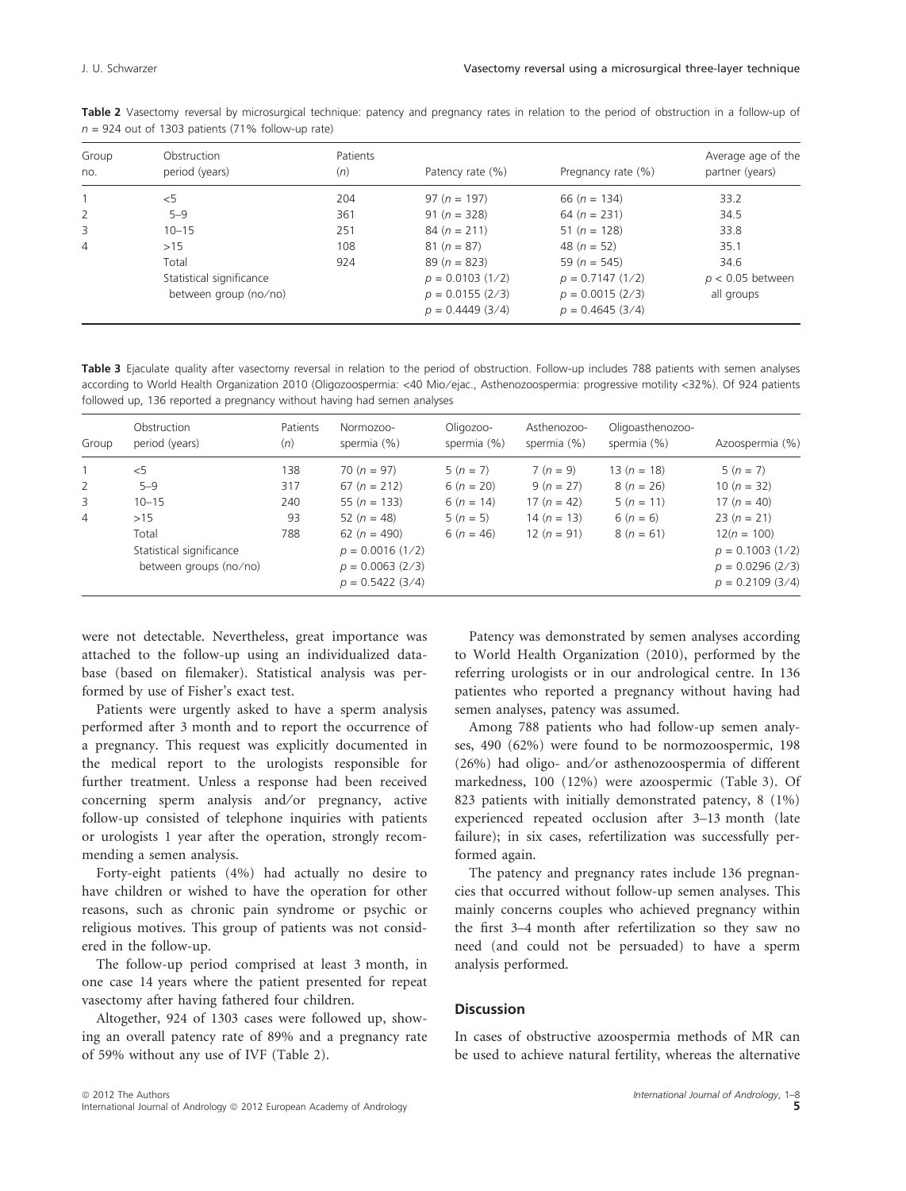**Table 2** Vasectomy reversal by microsurgical technique: patency and pregnancy rates in relation to the period of obstruction in a follow-up of $n = 924$ out of 1303 patients (71% follow-up rate)

| Group no. | Obstruction period (years) | Patients (n) | Patency rate (%) | Pregnancy rate (%) | Average age of the partner (years) |
|---|---|---|---|---|---|
| 1 | <5 | 204 | 97 ($n = 197$) | 66 ($n = 134$) | 33.2 |
| 2 | 5–9 | 361 | 91 ($n = 328$) | 64 ($n = 231$) | 34.5 |
| 3 | 10–15 | 251 | 84 ($n = 211$) | 51 ($n = 128$) | 33.8 |
| 4 | >15 | 108 | 81 ($n = 87$) | 48 ($n = 52$) | 35.1 |
| | Total | 924 | 89 ($n = 823$) | 59 ($n = 545$) | 34.6 |
| | Statistical significance between group (no/no) | | $p = 0.0103$ (1/2) $p = 0.0155$ (2/3) $p = 0.4449$ (3/4) | $p = 0.7147$ (1/2) $p = 0.0015$ (2/3) $p = 0.4645$ (3/4) | $p < 0.05$ between all groups |

**Table 3** Ejaculate quality after vasectomy reversal in relation to the period of obstruction. Follow-up includes 788 patients with semen analyses according to World Health Organization 2010 (Oligozoospermia: <40 Mio/ejac., Asthenozoospermia: progressive motility <32%). Of 924 patients followed up, 136 reported a pregnancy without having had semen analyses

| Group | Obstruction period (years) | Patients (n) | Normozoo-spermia (%) | Oligozoo-spermia (%) | Asthenozoo-spermia (%) | Oligoasthenozoo-spermia (%) | Azoospermia (%) |
|---|---|---|---|---|---|---|---|
| 1 | <5 | 138 | 70 ($n = 97$) | 5 ($n = 7$) | 7 ($n = 9$) | 13 ($n = 18$) | 5 ($n = 7$) |
| 2 | 5–9 | 317 | 67 ($n = 212$) | 6 ($n = 20$) | 9 ($n = 27$) | 8 ($n = 26$) | 10 ($n = 32$) |
| 3 | 10–15 | 240 | 55 ($n = 133$) | 6 ($n = 14$) | 17 ($n = 42$) | 5 ($n = 11$) | 17 ($n = 40$) |
| 4 | >15 | 93 | 52 ($n = 48$) | 5 ($n = 5$) | 14 ($n = 13$) | 6 ($n = 6$) | 23 ($n = 21$) |
| | Total | 788 | 62 ($n = 490$) | 6 ($n = 46$) | 12 ($n = 91$) | 8 ($n = 61$) | 12($n = 100$) |
| | Statistical significance between groups (no/no) | | $p = 0.0016$ (1/2) $p = 0.0063$ (2/3) $p = 0.5422$ (3/4) | | | | $p = 0.1003$ (1/2) $p = 0.0296$ (2/3) $p = 0.2109$ (3/4) |

were not detectable. Nevertheless, great importance was attached to the follow-up using an individualized database (based on filemaker). Statistical analysis was performed by use of Fisher's exact test.

Patients were urgently asked to have a sperm analysis performed after 3 month and to report the occurrence of a pregnancy. This request was explicitly documented in the medical report to the urologists responsible for further treatment. Unless a response had been received concerning sperm analysis and/or pregnancy, active follow-up consisted of telephone inquiries with patients or urologists 1 year after the operation, strongly recommending a semen analysis.

Forty-eight patients (4%) had actually no desire to have children or wished to have the operation for other reasons, such as chronic pain syndrome or psychic or religious motives. This group of patients was not considered in the follow-up.

The follow-up period comprised at least 3 month, in one case 14 years where the patient presented for repeat vasectomy after having fathered four children.

Altogether, 924 of 1303 cases were followed up, showing an overall patency rate of 89% and a pregnancy rate of 59% without any use of IVF (Table 2).

Patency was demonstrated by semen analyses according to World Health Organization (2010), performed by the referring urologists or in our andrological centre. In 136 patientes who reported a pregnancy without having had semen analyses, patency was assumed.

Among 788 patients who had follow-up semen analyses, 490 (62%) were found to be normozoospermic, 198 (26%) had oligo- and/or asthenozoospermia of different markedness, 100 (12%) were azoospermic (Table 3). Of 823 patients with initially demonstrated patency, 8 (1%) experienced repeated occlusion after 3–13 month (late failure); in six cases, refertilization was successfully performed again.

The patency and pregnancy rates include 136 pregnancies that occurred without follow-up semen analyses. This mainly concerns couples who achieved pregnancy within the first 3–4 month after refertilization so they saw no need (and could not be persuaded) to have a sperm analysis performed.

## Discussion

In cases of obstructive azoospermia methods of MR can be used to achieve natural fertility, whereas the alternative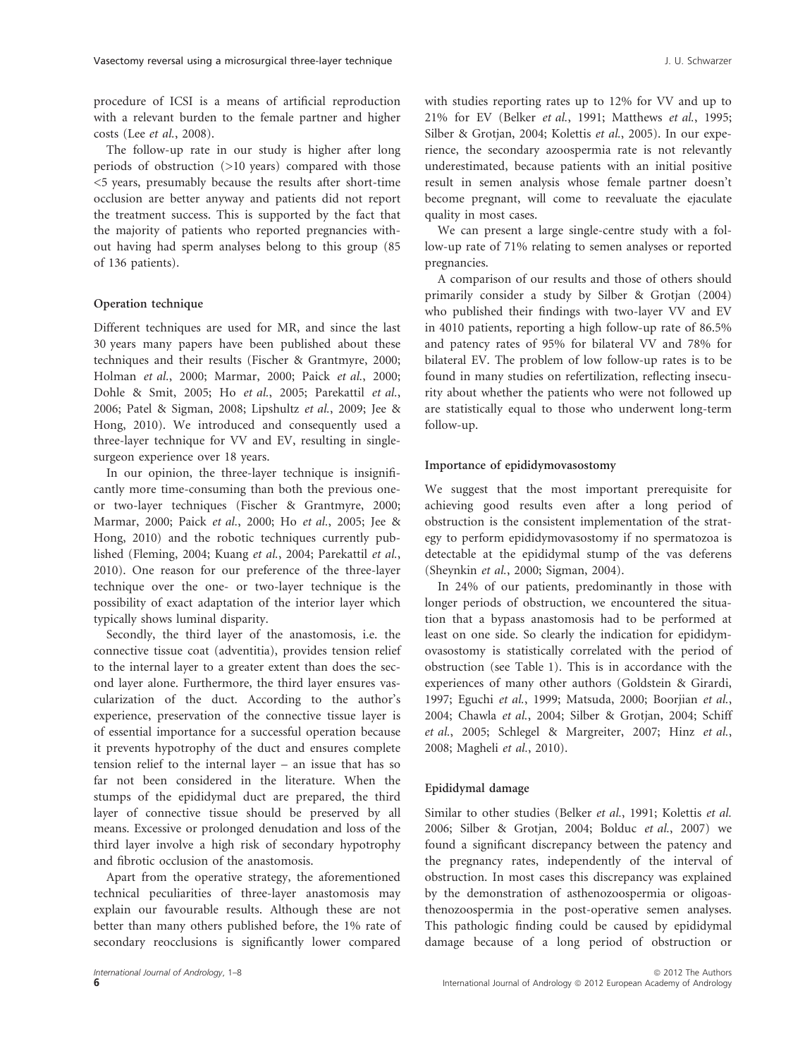procedure of ICSI is a means of artificial reproduction with a relevant burden to the female partner and higher costs (Lee *et al.*, 2008).

The follow-up rate in our study is higher after long periods of obstruction (>10 years) compared with those <5 years, presumably because the results after short-time occlusion are better anyway and patients did not report the treatment success. This is supported by the fact that the majority of patients who reported pregnancies without having had sperm analyses belong to this group (85 of 136 patients).

### Operation technique

Different techniques are used for MR, and since the last 30 years many papers have been published about these techniques and their results (Fischer & Grantmyre, 2000; Holman *et al.*, 2000; Marmar, 2000; Paick *et al.*, 2000; Dohle & Smit, 2005; Ho *et al.*, 2005; Parekattil *et al.*, 2006; Patel & Sigman, 2008; Lipshultz *et al.*, 2009; Jee & Hong, 2010). We introduced and consequently used a three-layer technique for VV and EV, resulting in single-surgeon experience over 18 years.

In our opinion, the three-layer technique is insignificantly more time-consuming than both the previous one- or two-layer techniques (Fischer & Grantmyre, 2000; Marmar, 2000; Paick *et al.*, 2000; Ho *et al.*, 2005; Jee & Hong, 2010) and the robotic techniques currently published (Fleming, 2004; Kuang *et al.*, 2004; Parekattil *et al.*, 2010). One reason for our preference of the three-layer technique over the one- or two-layer technique is the possibility of exact adaptation of the interior layer which typically shows luminal disparity.

Secondly, the third layer of the anastomosis, i.e. the connective tissue coat (adventitia), provides tension relief to the internal layer to a greater extent than does the second layer alone. Furthermore, the third layer ensures vascularization of the duct. According to the author's experience, preservation of the connective tissue layer is of essential importance for a successful operation because it prevents hypotrophy of the duct and ensures complete tension relief to the internal layer – an issue that has so far not been considered in the literature. When the stumps of the epididymal duct are prepared, the third layer of connective tissue should be preserved by all means. Excessive or prolonged denudation and loss of the third layer involve a high risk of secondary hypotrophy and fibrotic occlusion of the anastomosis.

Apart from the operative strategy, the aforementioned technical peculiarities of three-layer anastomosis may explain our favourable results. Although these are not better than many others published before, the 1% rate of secondary reocclusions is significantly lower compared with studies reporting rates up to 12% for VV and up to 21% for EV (Belker *et al.*, 1991; Matthews *et al.*, 1995; Silber & Grotjan, 2004; Kolettis *et al.*, 2005). In our experience, the secondary azoospermia rate is not relevantly underestimated, because patients with an initial positive result in semen analysis whose female partner doesn't become pregnant, will come to reevaluate the ejaculate quality in most cases.

We can present a large single-centre study with a follow-up rate of 71% relating to semen analyses or reported pregnancies.

A comparison of our results and those of others should primarily consider a study by Silber & Grotjan (2004) who published their findings with two-layer VV and EV in 4010 patients, reporting a high follow-up rate of 86.5% and patency rates of 95% for bilateral VV and 78% for bilateral EV. The problem of low follow-up rates is to be found in many studies on refertilization, reflecting insecurity about whether the patients who were not followed up are statistically equal to those who underwent long-term follow-up.

### Importance of epididymovasostomy

We suggest that the most important prerequisite for achieving good results even after a long period of obstruction is the consistent implementation of the strategy to perform epididymovasostomy if no spermatozoa is detectable at the epididymal stump of the vas deferens (Sheynkin *et al.*, 2000; Sigman, 2004).

In 24% of our patients, predominantly in those with longer periods of obstruction, we encountered the situation that a bypass anastomosis had to be performed at least on one side. So clearly the indication for epididymovasostomy is statistically correlated with the period of obstruction (see Table 1). This is in accordance with the experiences of many other authors (Goldstein & Girardi, 1997; Eguchi *et al.*, 1999; Matsuda, 2000; Boorjian *et al.*, 2004; Chawla *et al.*, 2004; Silber & Grotjan, 2004; Schiff *et al.*, 2005; Schlegel & Margreiter, 2007; Hinz *et al.*, 2008; Magheli *et al.*, 2010).

### Epididymal damage

Similar to other studies (Belker *et al.*, 1991; Kolettis *et al.* 2006; Silber & Grotjan, 2004; Bolduc *et al.*, 2007) we found a significant discrepancy between the patency and the pregnancy rates, independently of the interval of obstruction. In most cases this discrepancy was explained by the demonstration of asthenozoospermia or oligoasthenozoospermia in the post-operative semen analyses. This pathologic finding could be caused by epididymal damage because of a long period of obstruction or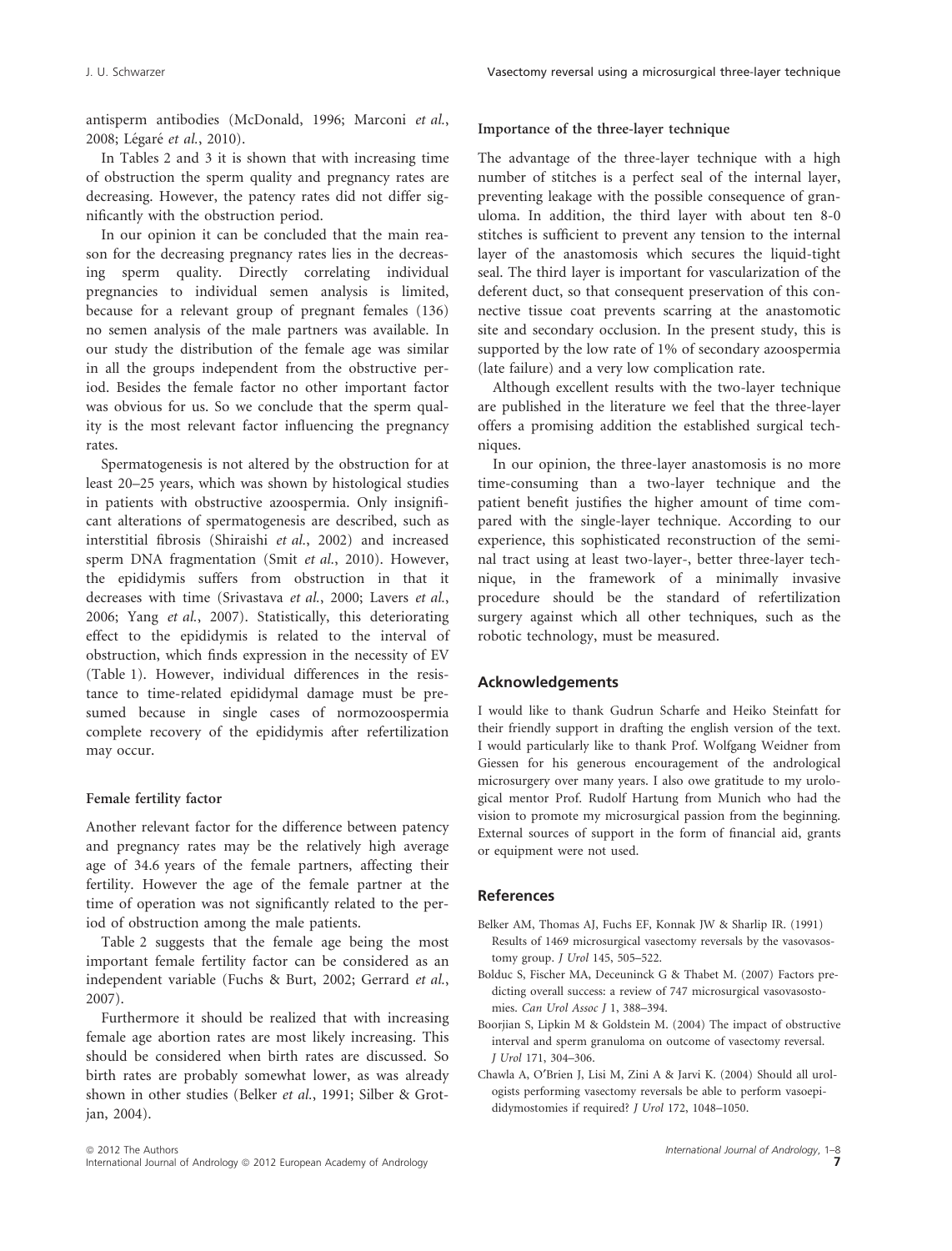antisperm antibodies (McDonald, 1996; Marconi *et al.*, 2008; Légaré *et al.*, 2010).

In Tables 2 and 3 it is shown that with increasing time of obstruction the sperm quality and pregnancy rates are decreasing. However, the patency rates did not differ significantly with the obstruction period.

In our opinion it can be concluded that the main reason for the decreasing pregnancy rates lies in the decreasing sperm quality. Directly correlating individual pregnancies to individual semen analysis is limited, because for a relevant group of pregnant females (136) no semen analysis of the male partners was available. In our study the distribution of the female age was similar in all the groups independent from the obstructive period. Besides the female factor no other important factor was obvious for us. So we conclude that the sperm quality is the most relevant factor influencing the pregnancy rates.

Spermatogenesis is not altered by the obstruction for at least 20–25 years, which was shown by histological studies in patients with obstructive azoospermia. Only insignificant alterations of spermatogenesis are described, such as interstitial fibrosis (Shiraishi *et al.*, 2002) and increased sperm DNA fragmentation (Smit *et al.*, 2010). However, the epididymis suffers from obstruction in that it decreases with time (Srivastava *et al.*, 2000; Lavers *et al.*, 2006; Yang *et al.*, 2007). Statistically, this deteriorating effect to the epididymis is related to the interval of obstruction, which finds expression in the necessity of EV (Table 1). However, individual differences in the resistance to time-related epididymal damage must be presumed because in single cases of normozoospermia complete recovery of the epididymis after refertilization may occur.

#### Female fertility factor

Another relevant factor for the difference between patency and pregnancy rates may be the relatively high average age of 34.6 years of the female partners, affecting their fertility. However the age of the female partner at the time of operation was not significantly related to the period of obstruction among the male patients.

Table 2 suggests that the female age being the most important female fertility factor can be considered as an independent variable (Fuchs & Burt, 2002; Gerrard *et al.*, 2007).

Furthermore it should be realized that with increasing female age abortion rates are most likely increasing. This should be considered when birth rates are discussed. So birth rates are probably somewhat lower, as was already shown in other studies (Belker *et al.*, 1991; Silber & Grotjan, 2004).

#### Importance of the three-layer technique

The advantage of the three-layer technique with a high number of stitches is a perfect seal of the internal layer, preventing leakage with the possible consequence of granuloma. In addition, the third layer with about ten 8-0 stitches is sufficient to prevent any tension to the internal layer of the anastomosis which secures the liquid-tight seal. The third layer is important for vascularization of the deferent duct, so that consequent preservation of this connective tissue coat prevents scarring at the anastomotic site and secondary occlusion. In the present study, this is supported by the low rate of 1% of secondary azoospermia (late failure) and a very low complication rate.

Although excellent results with the two-layer technique are published in the literature we feel that the three-layer offers a promising addition the established surgical techniques.

In our opinion, the three-layer anastomosis is no more time-consuming than a two-layer technique and the patient benefit justifies the higher amount of time compared with the single-layer technique. According to our experience, this sophisticated reconstruction of the seminal tract using at least two-layer-, better three-layer technique, in the framework of a minimally invasive procedure should be the standard of refertilization surgery against which all other techniques, such as the robotic technology, must be measured.

## Acknowledgements

I would like to thank Gudrun Scharfe and Heiko Steinfatt for their friendly support in drafting the english version of the text. I would particularly like to thank Prof. Wolfgang Weidner from Giessen for his generous encouragement of the andrological microsurgery over many years. I also owe gratitude to my urological mentor Prof. Rudolf Hartung from Munich who had the vision to promote my microsurgical passion from the beginning. External sources of support in the form of financial aid, grants or equipment were not used.

## References

Belker AM, Thomas AJ, Fuchs EF, Konnak JW & Sharlip IR. (1991) Results of 1469 microsurgical vasectomy reversals by the vasovasostomy group. *J Urol* 145, 505–522.

Bolduc S, Fischer MA, Deceuninck G & Thabet M. (2007) Factors predicting overall success: a review of 747 microsurgical vasovasostomies. *Can Urol Assoc J* 1, 388–394.

Boorjian S, Lipkin M & Goldstein M. (2004) The impact of obstructive interval and sperm granuloma on outcome of vasectomy reversal. *J Urol* 171, 304–306.

Chawla A, O'Brien J, Lisi M, Zini A & Jarvi K. (2004) Should all urologists performing vasectomy reversals be able to perform vasoepididymostomies if required? *J Urol* 172, 1048–1050.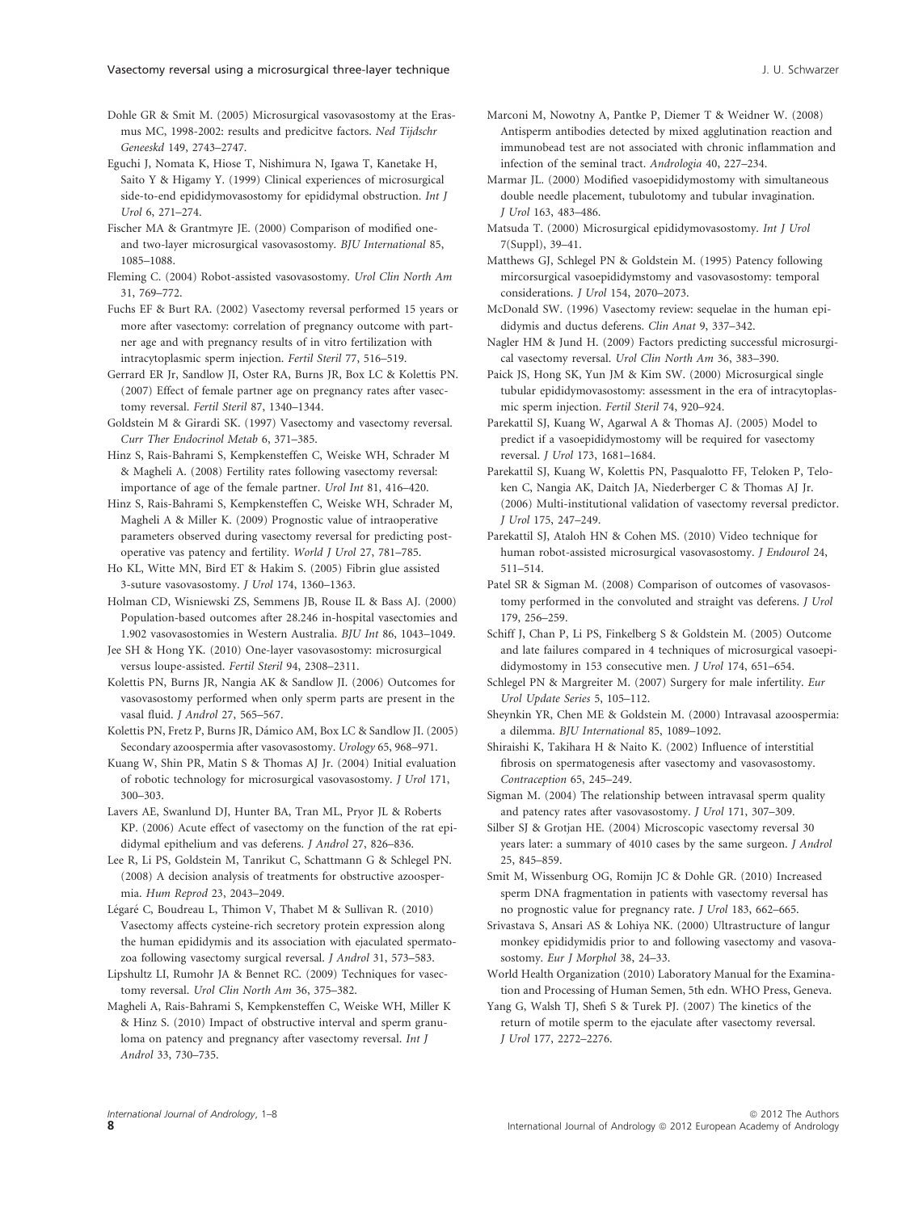Dohle GR & Smit M. (2005) Microsurgical vasovasostomy at the Erasmus MC, 1998-2002: results and predicitve factors. *Ned Tijdschr Geneeskd* 149, 2743–2747.

Eguchi J, Nomata K, Hiose T, Nishimura N, Igawa T, Kanetake H, Saito Y & Higamy Y. (1999) Clinical experiences of microsurgical side-to-end epididymovasostomy for epididymal obstruction. *Int J Urol* 6, 271–274.

Fischer MA & Grantmyre JE. (2000) Comparison of modified one- and two-layer microsurgical vasovasostomy. *BJU International* 85, 1085–1088.

Fleming C. (2004) Robot-assisted vasovasostomy. *Urol Clin North Am* 31, 769–772.

Fuchs EF & Burt RA. (2002) Vasectomy reversal performed 15 years or more after vasectomy: correlation of pregnancy outcome with partner age and with pregnancy results of in vitro fertilization with intracytoplasmic sperm injection. *Fertil Steril* 77, 516–519.

Gerrard ER Jr, Sandlow JI, Oster RA, Burns JR, Box LC & Kolettis PN. (2007) Effect of female partner age on pregnancy rates after vasectomy reversal. *Fertil Steril* 87, 1340–1344.

Goldstein M & Girardi SK. (1997) Vasectomy and vasectomy reversal. *Curr Ther Endocrinol Metab* 6, 371–385.

Hinz S, Rais-Bahrami S, Kempkensteffen C, Weiske WH, Schrader M & Magheli A. (2008) Fertility rates following vasectomy reversal: importance of age of the female partner. *Urol Int* 81, 416–420.

Hinz S, Rais-Bahrami S, Kempkensteffen C, Weiske WH, Schrader M, Magheli A & Miller K. (2009) Prognostic value of intraoperative parameters observed during vasectomy reversal for predicting postoperative vas patency and fertility. *World J Urol* 27, 781–785.

Ho KL, Witte MN, Bird ET & Hakim S. (2005) Fibrin glue assisted 3-suture vasovasostomy. *J Urol* 174, 1360–1363.

Holman CD, Wisniewski ZS, Semmens JB, Rouse IL & Bass AJ. (2000) Population-based outcomes after 28.246 in-hospital vasectomies and 1.902 vasovasostomies in Western Australia. *BJU Int* 86, 1043–1049.

Jee SH & Hong YK. (2010) One-layer vasovasostomy: microsurgical versus loupe-assisted. *Fertil Steril* 94, 2308–2311.

Kolettis PN, Burns JR, Nangia AK & Sandlow JI. (2006) Outcomes for vasovasostomy performed when only sperm parts are present in the vasal fluid. *J Androl* 27, 565–567.

Kolettis PN, Fretz P, Burns JR, Dámico AM, Box LC & Sandlow JI. (2005) Secondary azoospermia after vasovasostomy. *Urology* 65, 968–971.

Kuang W, Shin PR, Matin S & Thomas AJ Jr. (2004) Initial evaluation of robotic technology for microsurgical vasovasostomy. *J Urol* 171, 300–303.

Lavers AE, Swanlund DJ, Hunter BA, Tran ML, Pryor JL & Roberts KP. (2006) Acute effect of vasectomy on the function of the rat epididymal epithelium and vas deferens. *J Androl* 27, 826–836.

Lee R, Li PS, Goldstein M, Tanrikut C, Schattmann G & Schlegel PN. (2008) A decision analysis of treatments for obstructive azoospermia. *Hum Reprod* 23, 2043–2049.

Légaré C, Boudreau L, Thimon V, Thabet M & Sullivan R. (2010) Vasectomy affects cysteine-rich secretory protein expression along the human epididymis and its association with ejaculated spermatozoa following vasectomy surgical reversal. *J Androl* 31, 573–583.

Lipshultz LI, Rumohr JA & Bennet RC. (2009) Techniques for vasectomy reversal. *Urol Clin North Am* 36, 375–382.

Magheli A, Rais-Bahrami S, Kempkensteffen C, Weiske WH, Miller K & Hinz S. (2010) Impact of obstructive interval and sperm granuloma on patency and pregnancy after vasectomy reversal. *Int J Androl* 33, 730–735.

Marconi M, Nowotny A, Pantke P, Diemer T & Weidner W. (2008) Antisperm antibodies detected by mixed agglutination reaction and immunobead test are not associated with chronic inflammation and infection of the seminal tract. *Andrologia* 40, 227–234.

Marmar JL. (2000) Modified vasoepididymostomy with simultaneous double needle placement, tubulotomy and tubular invagination. *J Urol* 163, 483–486.

Matsuda T. (2000) Microsurgical epididymovasostomy. *Int J Urol* 7(Suppl), 39–41.

Matthews GJ, Schlegel PN & Goldstein M. (1995) Patency following mircorsurgical vasoepididymstomy and vasovasostomy: temporal considerations. *J Urol* 154, 2070–2073.

McDonald SW. (1996) Vasectomy review: sequelae in the human epididymis and ductus deferens. *Clin Anat* 9, 337–342.

Nagler HM & Jund H. (2009) Factors predicting successful microsurgical vasectomy reversal. *Urol Clin North Am* 36, 383–390.

Paick JS, Hong SK, Yun JM & Kim SW. (2000) Microsurgical single tubular epididymovasostomy: assessment in the era of intracytoplasmic sperm injection. *Fertil Steril* 74, 920–924.

Parekattil SJ, Kuang W, Agarwal A & Thomas AJ. (2005) Model to predict if a vasoepididymostomy will be required for vasectomy reversal. *J Urol* 173, 1681–1684.

Parekattil SJ, Kuang W, Kolettis PN, Pasqualotto FF, Teloken P, Teloken C, Nangia AK, Daitch JA, Niederberger C & Thomas AJ Jr. (2006) Multi-institutional validation of vasectomy reversal predictor. *J Urol* 175, 247–249.

Parekattil SJ, Ataloh HN & Cohen MS. (2010) Video technique for human robot-assisted microsurgical vasovasostomy. *J Endourol* 24, 511–514.

Patel SR & Sigman M. (2008) Comparison of outcomes of vasovasostomy performed in the convoluted and straight vas deferens. *J Urol* 179, 256–259.

Schiff J, Chan P, Li PS, Finkelberg S & Goldstein M. (2005) Outcome and late failures compared in 4 techniques of microsurgical vasoepididymostomy in 153 consecutive men. *J Urol* 174, 651–654.

Schlegel PN & Margreiter M. (2007) Surgery for male infertility. *Eur Urol Update Series* 5, 105–112.

Sheynkin YR, Chen ME & Goldstein M. (2000) Intravasal azoospermia: a dilemma. *BJU International* 85, 1089–1092.

Shiraishi K, Takihara H & Naito K. (2002) Influence of interstitial fibrosis on spermatogenesis after vasectomy and vasovasostomy. *Contraception* 65, 245–249.

Sigman M. (2004) The relationship between intravasal sperm quality and patency rates after vasovasostomy. *J Urol* 171, 307–309.

Silber SJ & Grotjan HE. (2004) Microscopic vasectomy reversal 30 years later: a summary of 4010 cases by the same surgeon. *J Androl* 25, 845–859.

Smit M, Wissenburg OG, Romijn JC & Dohle GR. (2010) Increased sperm DNA fragmentation in patients with vasectomy reversal has no prognostic value for pregnancy rate. *J Urol* 183, 662–665.

Srivastava S, Ansari AS & Lohiya NK. (2000) Ultrastructure of langur monkey epididymidis prior to and following vasectomy and vasovasostomy. *Eur J Morphol* 38, 24–33.

World Health Organization (2010) Laboratory Manual for the Examination and Processing of Human Semen, 5th edn. WHO Press, Geneva.

Yang G, Walsh TJ, Shefi S & Turek PJ. (2007) The kinetics of the return of motile sperm to the ejaculate after vasectomy reversal. *J Urol* 177, 2272–2276.